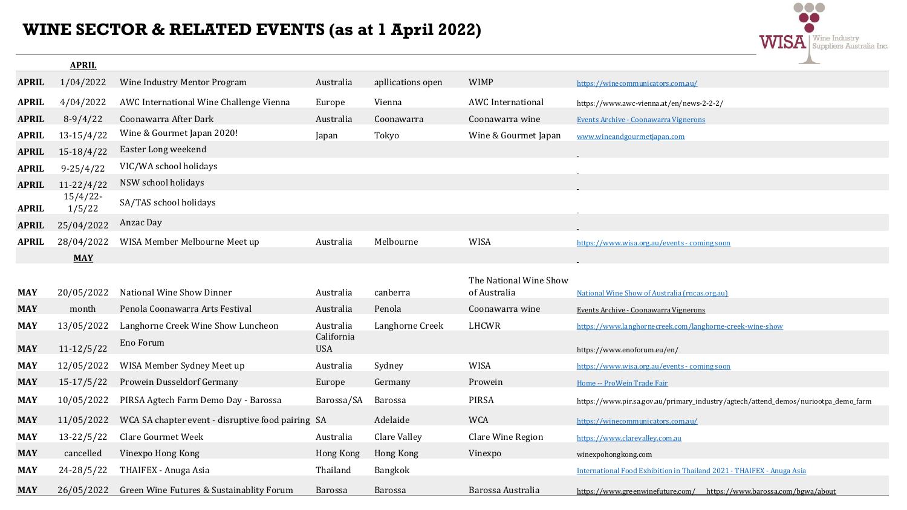# WINE SECTOR & RELATED EVENTS (as at 1 April 2022)

WISA Wine Industry Suppliers Australia Inc.

| | **APRIL** | | | | | |
|---|---|---|---|---|---|---|
| **APRIL** | 1/04/2022 | Wine Industry Mentor Program | Australia | apllications open | WIMP | https://winecommunicators.com.au/ |
| **APRIL** | 4/04/2022 | AWC International Wine Challenge Vienna | Europe | Vienna | AWC International | https://www.awc-vienna.at/en/news-2-2-2/ |
| **APRIL** | 8-9/4/22 | Coonawarra After Dark | Australia | Coonawarra | Coonawarra wine | Events Archive - Coonawarra Vignerons |
| **APRIL** | 13-15/4/22 | Wine & Gourmet Japan 2020! | Japan | Tokyo | Wine & Gourmet Japan | www.wineandgourmetjapan.com |
| **APRIL** | 15-18/4/22 | Easter Long weekend | | | | |
| **APRIL** | 9-25/4/22 | VIC/WA school holidays | | | | |
| **APRIL** | 11-22/4/22 | NSW school holidays | | | | |
| **APRIL** | 15/4/22-1/5/22 | SA/TAS school holidays | | | | |
| **APRIL** | 25/04/2022 | Anzac Day | | | | |
| **APRIL** | 28/04/2022 | WISA Member Melbourne Meet up | Australia | Melbourne | WISA | https://www.wisa.org.au/events - coming soon |
| | **MAY** | | | | | |
| **MAY** | 20/05/2022 | National Wine Show Dinner | Australia | canberra | The National Wine Show of Australia | National Wine Show of Australia (rncas.org.au) |
| **MAY** | month | Penola Coonawarra Arts Festival | Australia | Penola | Coonawarra wine | Events Archive - Coonawarra Vignerons |
| **MAY** | 13/05/2022 | Langhorne Creek Wine Show Luncheon | Australia | Langhorne Creek | LHCWR | https://www.langhornecreek.com/langhorne-creek-wine-show |
| **MAY** | 11-12/5/22 | Eno Forum | California USA | | | https://www.enoforum.eu/en/ |
| **MAY** | 12/05/2022 | WISA Member Sydney Meet up | Australia | Sydney | WISA | https://www.wisa.org.au/events - coming soon |
| **MAY** | 15-17/5/22 | Prowein Dusseldorf Germany | Europe | Germany | Prowein | Home -- ProWein Trade Fair |
| **MAY** | 10/05/2022 | PIRSA Agtech Farm Demo Day - Barossa | Barossa/SA | Barossa | PIRSA | https://www.pir.sa.gov.au/primary_industry/agtech/attend_demos/nuriootpa_demo_farm |
| **MAY** | 11/05/2022 | WCA SA chapter event - disruptive food pairing | SA | Adelaide | WCA | https://winecommunicators.com.au/ |
| **MAY** | 13-22/5/22 | Clare Gourmet Week | Australia | Clare Valley | Clare Wine Region | https://www.clarevalley.com.au |
| **MAY** | cancelled | Vinexpo Hong Kong | Hong Kong | Hong Kong | Vinexpo | winexpohongkong.com |
| **MAY** | 24-28/5/22 | THAIFEX - Anuga Asia | Thailand | Bangkok | | International Food Exhibition in Thailand 2021 - THAIFEX - Anuga Asia |
| **MAY** | 26/05/2022 | Green Wine Futures & Sustainablity Forum | Barossa | Barossa | Barossa Australia | https://www.greenwinefuture.com/ https://www.barossa.com/bgwa/about |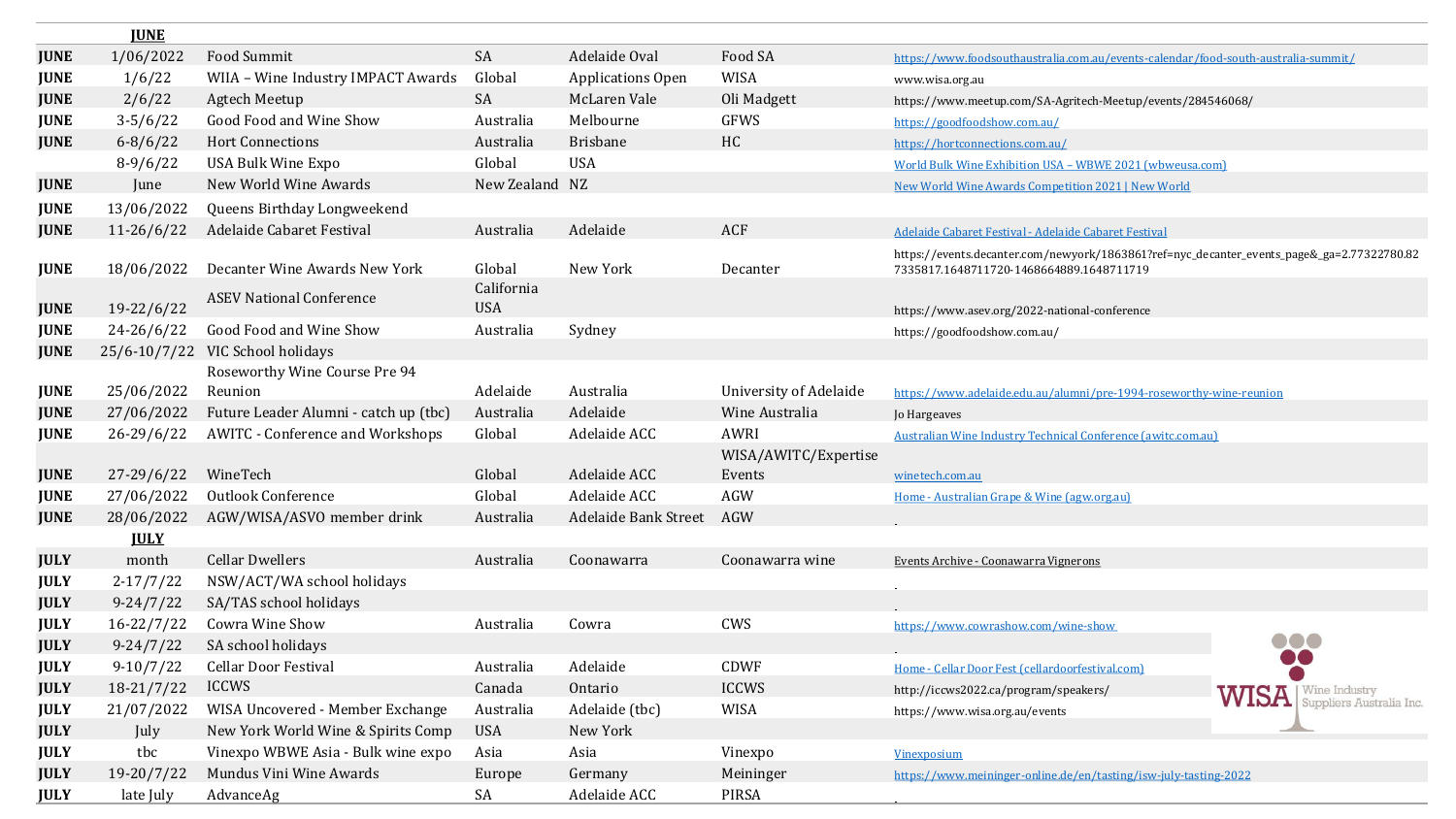| | | | | | | |
|---|---|---|---|---|---|---|
| | **JUNE** | | | | | |
| **JUNE** | 1/06/2022 | Food Summit | SA | Adelaide Oval | Food SA | https://www.foodsouthaustralia.com.au/events-calendar/food-south-australia-summit/ |
| **JUNE** | 1/6/22 | WIIA – Wine Industry IMPACT Awards | Global | Applications Open | WISA | www.wisa.org.au |
| **JUNE** | 2/6/22 | Agtech Meetup | SA | McLaren Vale | Oli Madgett | https://www.meetup.com/SA-Agritech-Meetup/events/284546068/ |
| **JUNE** | 3-5/6/22 | Good Food and Wine Show | Australia | Melbourne | GFWS | https://goodfoodshow.com.au/ |
| **JUNE** | 6-8/6/22 | Hort Connections | Australia | Brisbane | HC | https://hortconnections.com.au/ |
| | 8-9/6/22 | USA Bulk Wine Expo | Global | USA | | World Bulk Wine Exhibition USA – WBWE 2021 (wbweusa.com) |
| **JUNE** | June | New World Wine Awards | New Zealand | NZ | | New World Wine Awards Competition 2021 \| New World |
| **JUNE** | 13/06/2022 | Queens Birthday Longweekend | | | | |
| **JUNE** | 11-26/6/22 | Adelaide Cabaret Festival | Australia | Adelaide | ACF | Adelaide Cabaret Festival - Adelaide Cabaret Festival |
| **JUNE** | 18/06/2022 | Decanter Wine Awards New York | Global | New York | Decanter | https://events.decanter.com/newyork/1863861?ref=nyc_decanter_events_page&_ga=2.77322780.827335817.1648711720-1468664889.1648711719 |
| **JUNE** | 19-22/6/22 | ASEV National Conference | California USA | | | https://www.asev.org/2022-national-conference |
| **JUNE** | 24-26/6/22 | Good Food and Wine Show | Australia | Sydney | | https://goodfoodshow.com.au/ |
| **JUNE** | 25/6-10/7/22 | VIC School holidays | | | | |
| **JUNE** | 25/06/2022 | Roseworthy Wine Course Pre 94 Reunion | Adelaide | Australia | University of Adelaide | https://www.adelaide.edu.au/alumni/pre-1994-roseworthy-wine-reunion |
| **JUNE** | 27/06/2022 | Future Leader Alumni - catch up (tbc) | Australia | Adelaide | Wine Australia | Jo Hargeaves |
| **JUNE** | 26-29/6/22 | AWITC - Conference and Workshops | Global | Adelaide ACC | AWRI | Australian Wine Industry Technical Conference (awitc.com.au) |
| **JUNE** | 27-29/6/22 | WineTech | Global | Adelaide ACC | WISA/AWITC/Expertise Events | winetech.com.au |
| **JUNE** | 27/06/2022 | Outlook Conference | Global | Adelaide ACC | AGW | Home - Australian Grape & Wine (agw.org.au) |
| **JUNE** | 28/06/2022 | AGW/WISA/ASVO member drink | Australia | Adelaide Bank Street | AGW | . |
| | **JULY** | | | | | |
| **JULY** | month | Cellar Dwellers | Australia | Coonawarra | Coonawarra wine | Events Archive - Coonawarra Vignerons |
| **JULY** | 2-17/7/22 | NSW/ACT/WA school holidays | | | | . |
| **JULY** | 9-24/7/22 | SA/TAS school holidays | | | | . |
| **JULY** | 16-22/7/22 | Cowra Wine Show | Australia | Cowra | CWS | https://www.cowrashow.com/wine-show |
| **JULY** | 9-24/7/22 | SA school holidays | | | | . |
| **JULY** | 9-10/7/22 | Cellar Door Festival | Australia | Adelaide | CDWF | Home - Cellar Door Fest (cellardoorfestival.com) |
| **JULY** | 18-21/7/22 | ICCWS | Canada | Ontario | ICCWS | http://iccws2022.ca/program/speakers/ |
| **JULY** | 21/07/2022 | WISA Uncovered - Member Exchange | Australia | Adelaide (tbc) | WISA | https://www.wisa.org.au/events |
| **JULY** | July | New York World Wine & Spirits Comp | USA | New York | | |
| **JULY** | tbc | Vinexpo WBWE Asia - Bulk wine expo | Asia | Asia | Vinexpo | Vinexposium |
| **JULY** | 19-20/7/22 | Mundus Vini Wine Awards | Europe | Germany | Meininger | https://www.meininger-online.de/en/tasting/isw-july-tasting-2022 |
| **JULY** | late July | AdvanceAg | SA | Adelaide ACC | PIRSA | . |

WISA Wine Industry Suppliers Australia Inc.